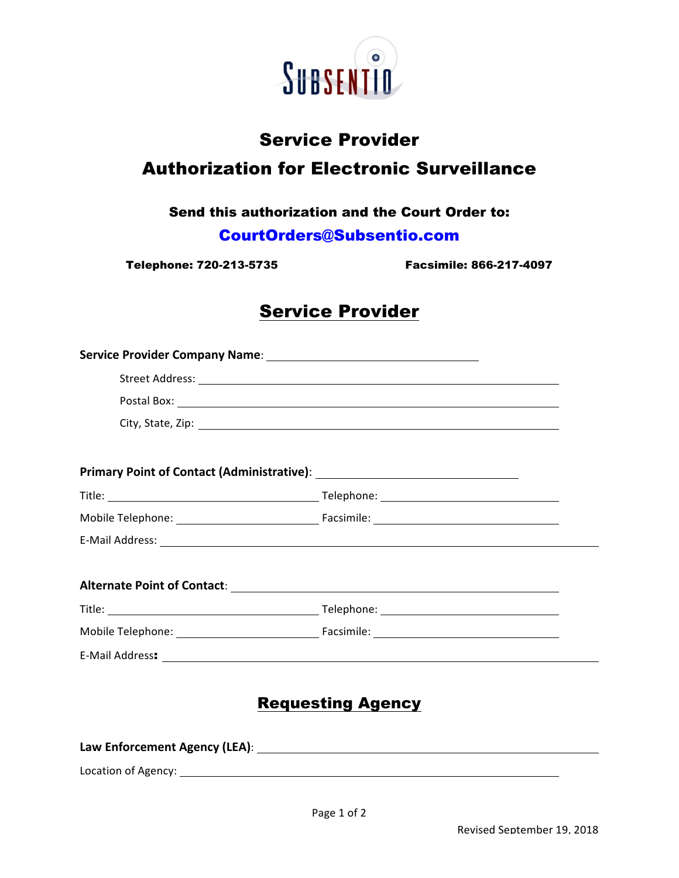# Service Provider

# Authorization for Electronic Surveillance

**Send this authorization and the Court Order to:**

**CourtOrders@Subsentio.com**

**Telephone: 720-213-5735** **Facsimile: 866-217-4097**

## Service Provider

**Service Provider Company Name**: ______________________________

Street Address: ______________________________

Postal Box: ______________________________

City, State, Zip: ______________________________

**Primary Point of Contact (Administrative)**: ______________________________

Title: ______________________________ Telephone: ______________________________

Mobile Telephone: ______________________________ Facsimile: ______________________________

E-Mail Address: ______________________________

**Alternate Point of Contact**: ______________________________

Title: ______________________________ Telephone: ______________________________

Mobile Telephone: ______________________________ Facsimile: ______________________________

E-Mail Address**:** ______________________________

## Requesting Agency

**Law Enforcement Agency (LEA)**: ______________________________

Location of Agency: ______________________________

Revised September 19, 2018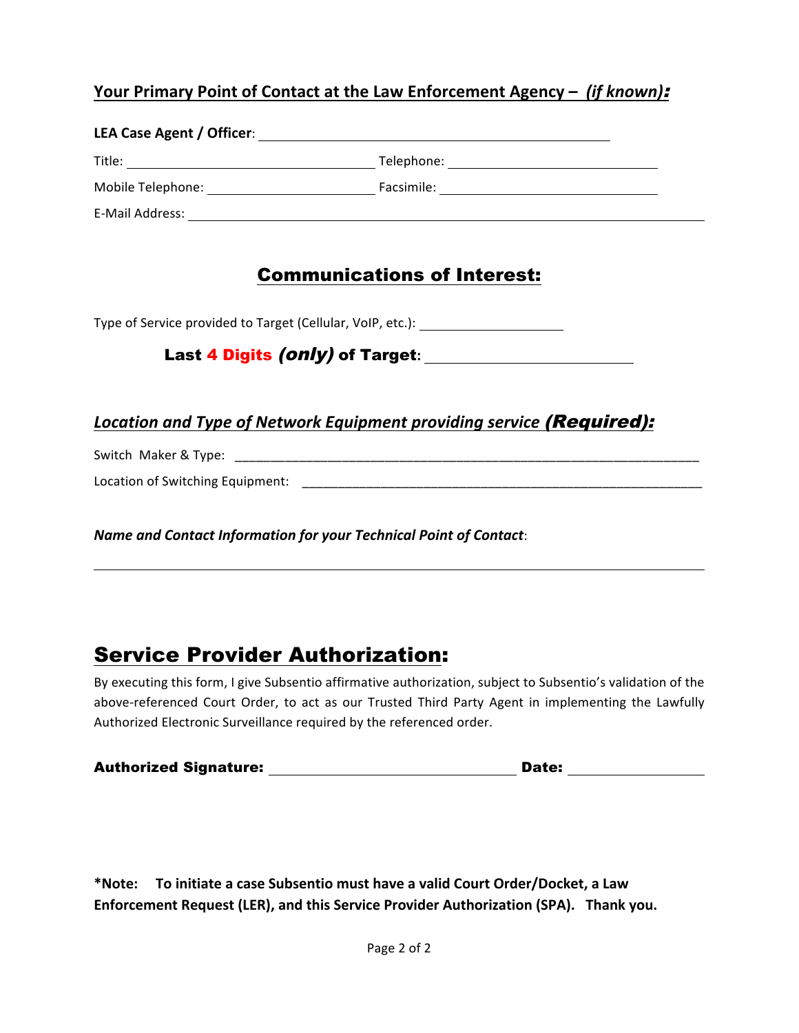## Your Primary Point of Contact at the Law Enforcement Agency – *(if known)*:

**LEA Case Agent / Officer**: ____________________

Title: ____________________ Telephone: ____________________

Mobile Telephone: ____________________ Facsimile: ____________________

E-Mail Address: ____________________

## Communications of Interest:

Type of Service provided to Target (Cellular, VoIP, etc.): ____________________

**Last 4 Digits *(only)* of Target:** ____________________

### *Location and Type of Network Equipment providing service (Required):*

Switch Maker & Type: ____________________

Location of Switching Equipment: ____________________

***Name and Contact Information for your Technical Point of Contact***:

____________________

# Service Provider Authorization:

By executing this form, I give Subsentio affirmative authorization, subject to Subsentio's validation of the above-referenced Court Order, to act as our Trusted Third Party Agent in implementing the Lawfully Authorized Electronic Surveillance required by the referenced order.

**Authorized Signature:** ____________________ **Date:** ____________________

**\*Note: To initiate a case Subsentio must have a valid Court Order/Docket, a Law Enforcement Request (LER), and this Service Provider Authorization (SPA). Thank you.**